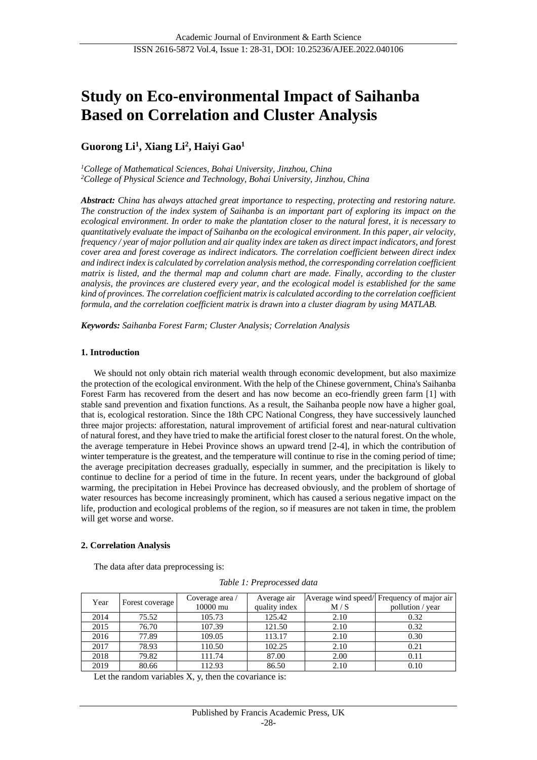# Study on Eco-environmental Impact of Saihanba Based on Correlation and Cluster Analysis

**Guorong Li[1], Xiang Li[2], Haiyi Gao[1]**

*[1]College of Mathematical Sciences, Bohai University, Jinzhou, China*
*[2]College of Physical Science and Technology, Bohai University, Jinzhou, China*

***Abstract:*** *China has always attached great importance to respecting, protecting and restoring nature. The construction of the index system of Saihanba is an important part of exploring its impact on the ecological environment. In order to make the plantation closer to the natural forest, it is necessary to quantitatively evaluate the impact of Saihanba on the ecological environment. In this paper, air velocity, frequency / year of major pollution and air quality index are taken as direct impact indicators, and forest cover area and forest coverage as indirect indicators. The correlation coefficient between direct index and indirect index is calculated by correlation analysis method, the corresponding correlation coefficient matrix is listed, and the thermal map and column chart are made. Finally, according to the cluster analysis, the provinces are clustered every year, and the ecological model is established for the same kind of provinces. The correlation coefficient matrix is calculated according to the correlation coefficient formula, and the correlation coefficient matrix is drawn into a cluster diagram by using MATLAB.*

***Keywords:*** *Saihanba Forest Farm; Cluster Analysis; Correlation Analysis*

## 1. Introduction

We should not only obtain rich material wealth through economic development, but also maximize the protection of the ecological environment. With the help of the Chinese government, China's Saihanba Forest Farm has recovered from the desert and has now become an eco-friendly green farm [1] with stable sand prevention and fixation functions. As a result, the Saihanba people now have a higher goal, that is, ecological restoration. Since the 18th CPC National Congress, they have successively launched three major projects: afforestation, natural improvement of artificial forest and near-natural cultivation of natural forest, and they have tried to make the artificial forest closer to the natural forest. On the whole, the average temperature in Hebei Province shows an upward trend [2-4], in which the contribution of winter temperature is the greatest, and the temperature will continue to rise in the coming period of time; the average precipitation decreases gradually, especially in summer, and the precipitation is likely to continue to decline for a period of time in the future. In recent years, under the background of global warming, the precipitation in Hebei Province has decreased obviously, and the problem of shortage of water resources has become increasingly prominent, which has caused a serious negative impact on the life, production and ecological problems of the region, so if measures are not taken in time, the problem will get worse and worse.

## 2. Correlation Analysis

The data after data preprocessing is:

*Table 1: Preprocessed data*

| Year | Forest coverage | Coverage area / 10000 mu | Average air quality index | Average wind speed/ M / S | Frequency of major air pollution / year |
|---|---|---|---|---|---|
| 2014 | 75.52 | 105.73 | 125.42 | 2.10 | 0.32 |
| 2015 | 76.70 | 107.39 | 121.50 | 2.10 | 0.32 |
| 2016 | 77.89 | 109.05 | 113.17 | 2.10 | 0.30 |
| 2017 | 78.93 | 110.50 | 102.25 | 2.10 | 0.21 |
| 2018 | 79.82 | 111.74 | 87.00 | 2.00 | 0.11 |
| 2019 | 80.66 | 112.93 | 86.50 | 2.10 | 0.10 |

Let the random variables X, y, then the covariance is: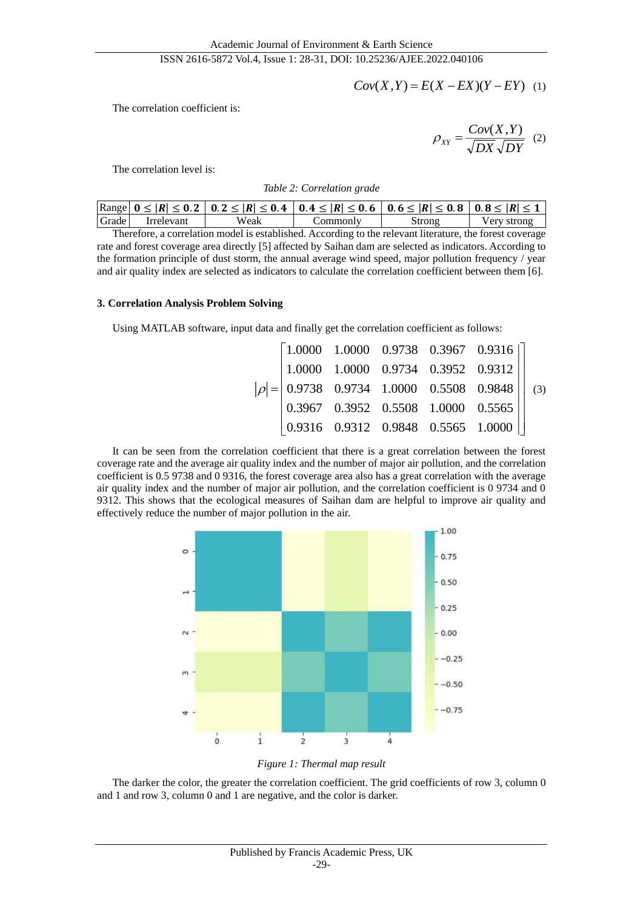$$Cov(X,Y) = E(X - EX)(Y - EY) \quad (1)$$

The correlation coefficient is:

$$\rho_{XY} = \frac{Cov(X,Y)}{\sqrt{DX}\sqrt{DY}} \quad (2)$$

The correlation level is:

*Table 2: Correlation grade*

| Range | $0 \le \lvert R \rvert \le 0.2$ | $0.2 \le \lvert R \rvert \le 0.4$ | $0.4 \le \lvert R \rvert \le 0.6$ | $0.6 \le \lvert R \rvert \le 0.8$ | $0.8 \le \lvert R \rvert \le 1$ |
|---|---|---|---|---|---|
| Grade | Irrelevant | Weak | Commonly | Strong | Very strong |

Therefore, a correlation model is established. According to the relevant literature, the forest coverage rate and forest coverage area directly [5] affected by Saihan dam are selected as indicators. According to the formation principle of dust storm, the annual average wind speed, major pollution frequency / year and air quality index are selected as indicators to calculate the correlation coefficient between them [6].

### 3. Correlation Analysis Problem Solving

Using MATLAB software, input data and finally get the correlation coefficient as follows:

$$|\rho| = \begin{bmatrix} 1.0000 & 1.0000 & 0.9738 & 0.3967 & 0.9316 \\ 1.0000 & 1.0000 & 0.9734 & 0.3952 & 0.9312 \\ 0.9738 & 0.9734 & 1.0000 & 0.5508 & 0.9848 \\ 0.3967 & 0.3952 & 0.5508 & 1.0000 & 0.5565 \\ 0.9316 & 0.9312 & 0.9848 & 0.5565 & 1.0000 \end{bmatrix} \quad (3)$$

It can be seen from the correlation coefficient that there is a great correlation between the forest coverage rate and the average air quality index and the number of major air pollution, and the correlation coefficient is 0.5 9738 and 0 9316, the forest coverage area also has a great correlation with the average air quality index and the number of major air pollution, and the correlation coefficient is 0 9734 and 0 9312. This shows that the ecological measures of Saihan dam are helpful to improve air quality and effectively reduce the number of major pollution in the air.

*Figure 1: Thermal map result*

The darker the color, the greater the correlation coefficient. The grid coefficients of row 3, column 0 and 1 and row 3, column 0 and 1 are negative, and the color is darker.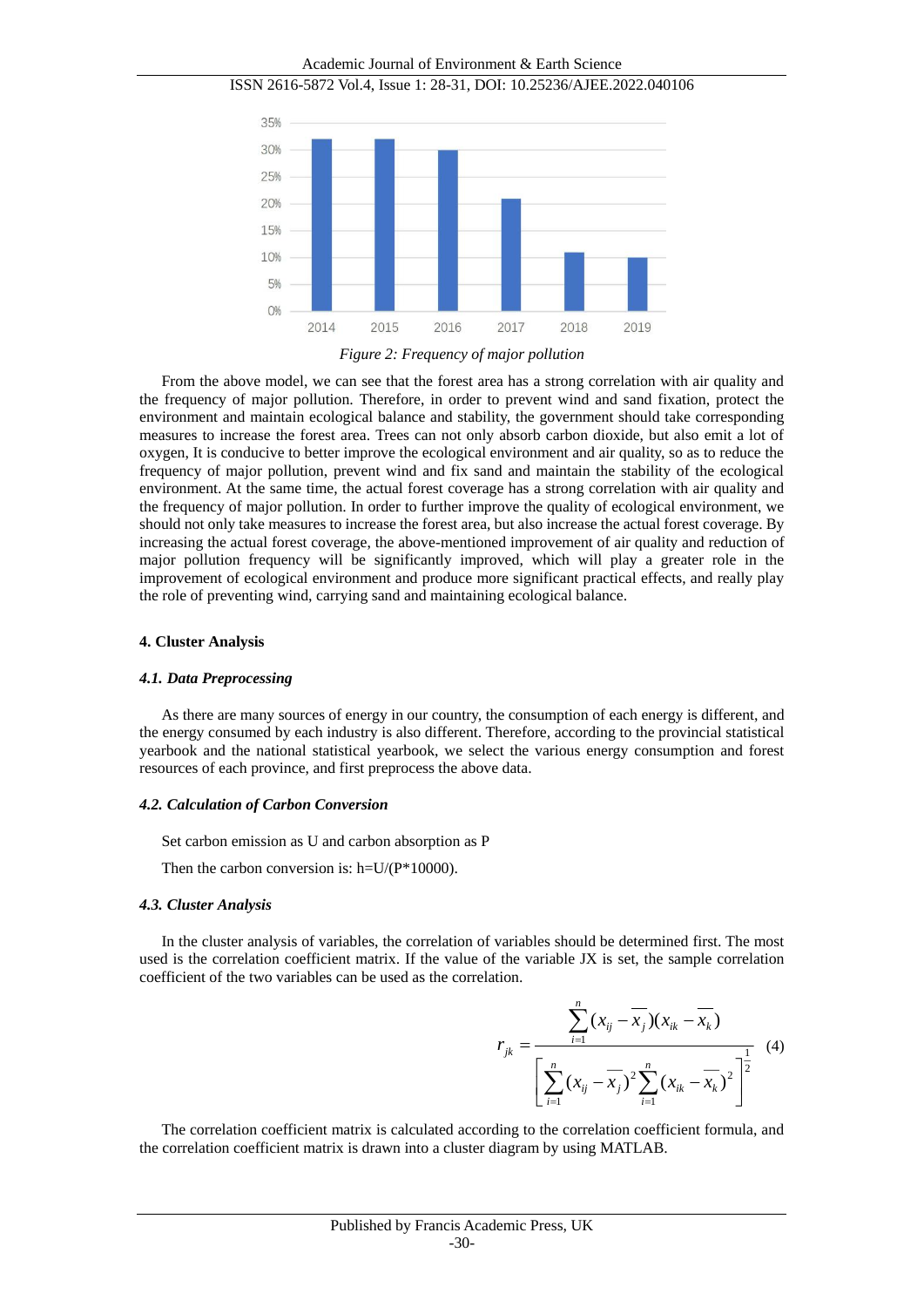Figure 2: Frequency of major pollution

From the above model, we can see that the forest area has a strong correlation with air quality and the frequency of major pollution. Therefore, in order to prevent wind and sand fixation, protect the environment and maintain ecological balance and stability, the government should take corresponding measures to increase the forest area. Trees can not only absorb carbon dioxide, but also emit a lot of oxygen, It is conducive to better improve the ecological environment and air quality, so as to reduce the frequency of major pollution, prevent wind and fix sand and maintain the stability of the ecological environment. At the same time, the actual forest coverage has a strong correlation with air quality and the frequency of major pollution. In order to further improve the quality of ecological environment, we should not only take measures to increase the forest area, but also increase the actual forest coverage. By increasing the actual forest coverage, the above-mentioned improvement of air quality and reduction of major pollution frequency will be significantly improved, which will play a greater role in the improvement of ecological environment and produce more significant practical effects, and really play the role of preventing wind, carrying sand and maintaining ecological balance.

## 4. Cluster Analysis

### *4.1. Data Preprocessing*

As there are many sources of energy in our country, the consumption of each energy is different, and the energy consumed by each industry is also different. Therefore, according to the provincial statistical yearbook and the national statistical yearbook, we select the various energy consumption and forest resources of each province, and first preprocess the above data.

### *4.2. Calculation of Carbon Conversion*

Set carbon emission as U and carbon absorption as P

Then the carbon conversion is: h=U/(P*10000).

### *4.3. Cluster Analysis*

In the cluster analysis of variables, the correlation of variables should be determined first. The most used is the correlation coefficient matrix. If the value of the variable JX is set, the sample correlation coefficient of the two variables can be used as the correlation.

$$r_{jk} = \frac{\sum_{i=1}^{n}(x_{ij}-\overline{x_j})(x_{ik}-\overline{x_k})}{\left[\sum_{i=1}^{n}(x_{ij}-\overline{x_j})^2\sum_{i=1}^{n}(x_{ik}-\overline{x_k})^2\right]^{\frac{1}{2}}} \quad (4)$$

The correlation coefficient matrix is calculated according to the correlation coefficient formula, and the correlation coefficient matrix is drawn into a cluster diagram by using MATLAB.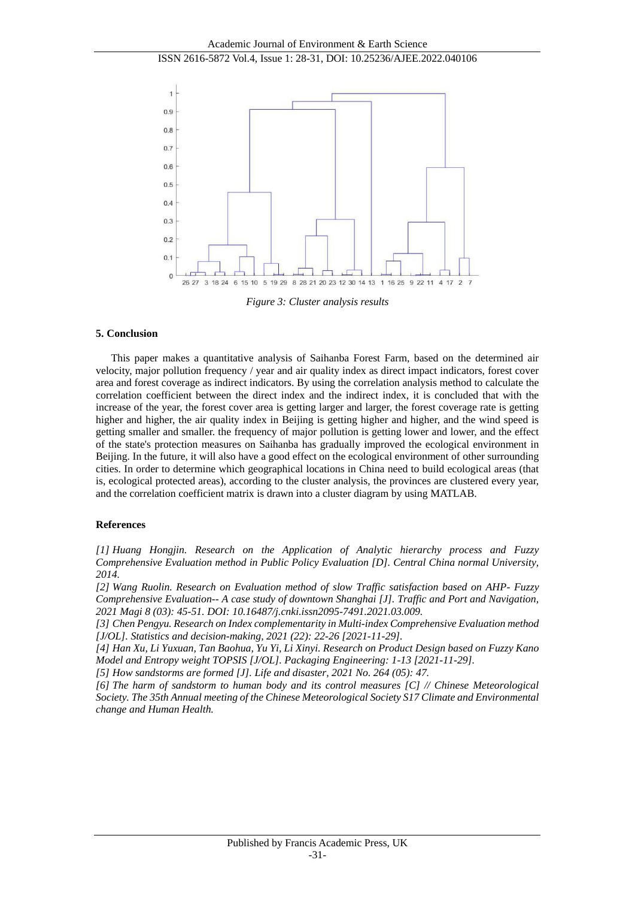1
0.9
0.8
0.7
0.6
0.5
0.4
0.3
0.2
0.1
0

26 27 3 18 24 6 15 10 5 19 29 8 28 21 20 23 12 30 14 13 1 16 25 9 22 11 4 17 2 7

*Figure 3: Cluster analysis results*

### 5. Conclusion

This paper makes a quantitative analysis of Saihanba Forest Farm, based on the determined air velocity, major pollution frequency / year and air quality index as direct impact indicators, forest cover area and forest coverage as indirect indicators. By using the correlation analysis method to calculate the correlation coefficient between the direct index and the indirect index, it is concluded that with the increase of the year, the forest cover area is getting larger and larger, the forest coverage rate is getting higher and higher, the air quality index in Beijing is getting higher and higher, and the wind speed is getting smaller and smaller. the frequency of major pollution is getting lower and lower, and the effect of the state's protection measures on Saihanba has gradually improved the ecological environment in Beijing. In the future, it will also have a good effect on the ecological environment of other surrounding cities. In order to determine which geographical locations in China need to build ecological areas (that is, ecological protected areas), according to the cluster analysis, the provinces are clustered every year, and the correlation coefficient matrix is drawn into a cluster diagram by using MATLAB.

### References

*[1] Huang Hongjin. Research on the Application of Analytic hierarchy process and Fuzzy Comprehensive Evaluation method in Public Policy Evaluation [D]. Central China normal University, 2014.*

*[2] Wang Ruolin. Research on Evaluation method of slow Traffic satisfaction based on AHP- Fuzzy Comprehensive Evaluation-- A case study of downtown Shanghai [J]. Traffic and Port and Navigation, 2021 Magi 8 (03): 45-51. DOI: 10.16487/j.cnki.issn2095-7491.2021.03.009.*

*[3] Chen Pengyu. Research on Index complementarity in Multi-index Comprehensive Evaluation method [J/OL]. Statistics and decision-making, 2021 (22): 22-26 [2021-11-29].*

*[4] Han Xu, Li Yuxuan, Tan Baohua, Yu Yi, Li Xinyi. Research on Product Design based on Fuzzy Kano Model and Entropy weight TOPSIS [J/OL]. Packaging Engineering: 1-13 [2021-11-29].*

*[5] How sandstorms are formed [J]. Life and disaster, 2021 No. 264 (05): 47.*

*[6] The harm of sandstorm to human body and its control measures [C] // Chinese Meteorological Society. The 35th Annual meeting of the Chinese Meteorological Society S17 Climate and Environmental change and Human Health.*